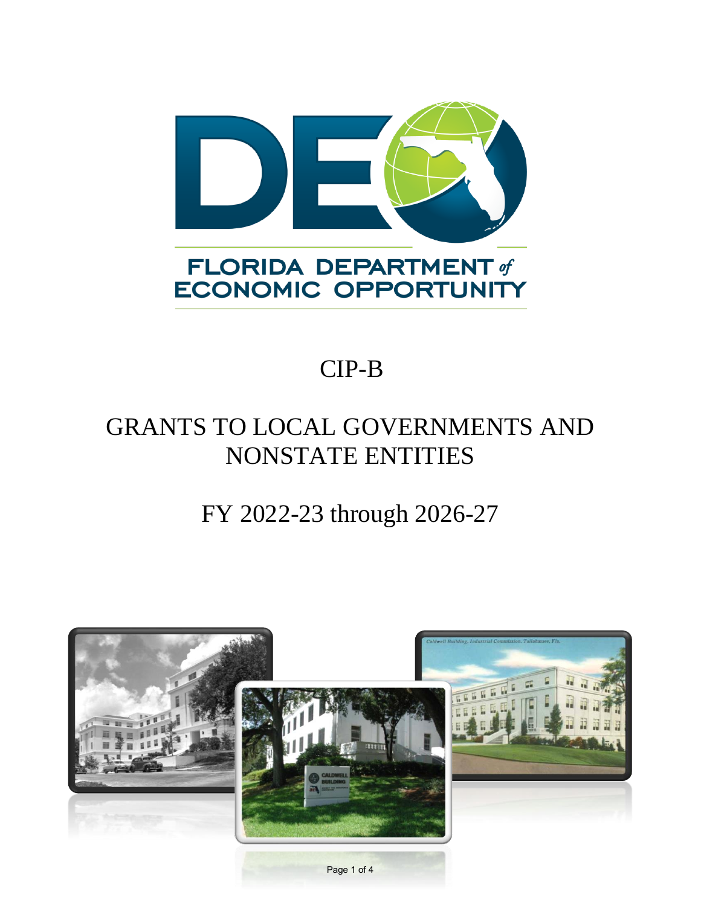FLORIDA DEPARTMENT of ECONOMIC OPPORTUNITY

# CIP-B

# GRANTS TO LOCAL GOVERNMENTS AND NONSTATE ENTITIES

## FY 2022-23 through 2026-27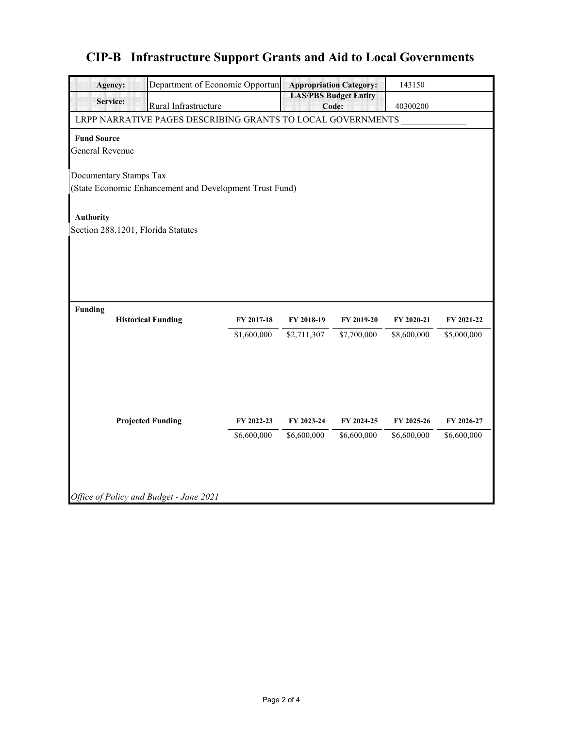# CIP-B Infrastructure Support Grants and Aid to Local Governments

| **Agency:** | Department of Economic Opportun | **Appropriation Category:** | 143150 |
|---|---|---|---|
| **Service:** | Rural Infrastructure | **LAS/PBS Budget Entity Code:** | 40300200 |

LRPP NARRATIVE PAGES DESCRIBING GRANTS TO LOCAL GOVERNMENTS _______________

**Fund Source**

General Revenue

Documentary Stamps Tax
(State Economic Enhancement and Development Trust Fund)

**Authority**

Section 288.1201, Florida Statutes

**Funding**

| **Historical Funding** | **FY 2017-18** | **FY 2018-19** | **FY 2019-20** | **FY 2020-21** | **FY 2021-22** |
|---|---|---|---|---|---|
| | $1,600,000 | $2,711,307 | $7,700,000 | $8,600,000 | $5,000,000 |

| **Projected Funding** | **FY 2022-23** | **FY 2023-24** | **FY 2024-25** | **FY 2025-26** | **FY 2026-27** |
|---|---|---|---|---|---|
| | $6,600,000 | $6,600,000 | $6,600,000 | $6,600,000 | $6,600,000 |

*Office of Policy and Budget - June 2021*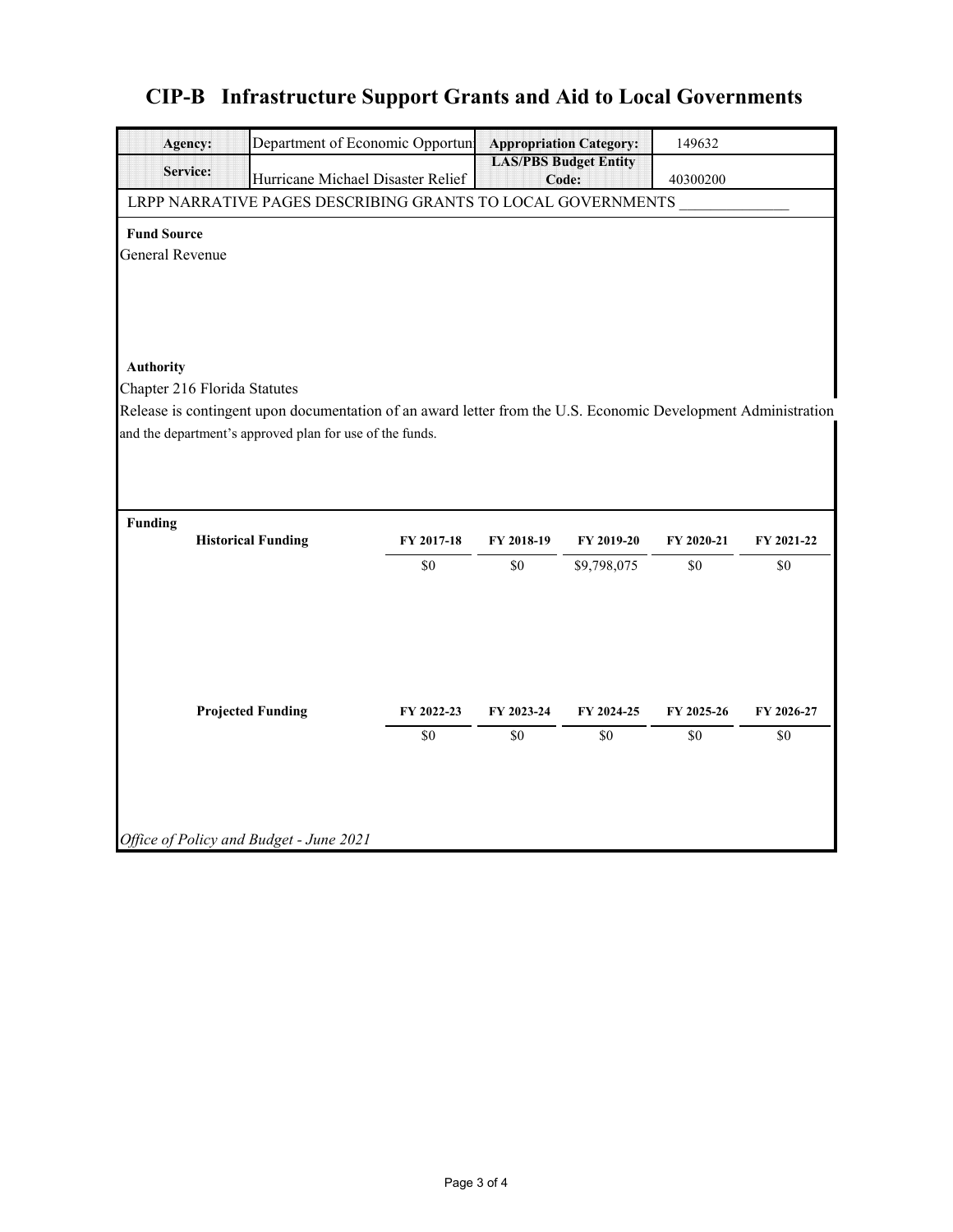# CIP-B Infrastructure Support Grants and Aid to Local Governments

| Agency: | Department of Economic Opportun | Appropriation Category: | 149632 |
|---|---|---|---|
| Service: | Hurricane Michael Disaster Relief | LAS/PBS Budget Entity Code: | 40300200 |

LRPP NARRATIVE PAGES DESCRIBING GRANTS TO LOCAL GOVERNMENTS _______________

**Fund Source**

General Revenue

**Authority**

Chapter 216 Florida Statutes

Release is contingent upon documentation of an award letter from the U.S. Economic Development Administration and the department's approved plan for use of the funds.

**Funding**

| Historical Funding | FY 2017-18 | FY 2018-19 | FY 2019-20 | FY 2020-21 | FY 2021-22 |
|---|---|---|---|---|---|
| | $0 | $0 | $9,798,075 | $0 | $0 |

| Projected Funding | FY 2022-23 | FY 2023-24 | FY 2024-25 | FY 2025-26 | FY 2026-27 |
|---|---|---|---|---|---|
| | $0 | $0 | $0 | $0 | $0 |

*Office of Policy and Budget - June 2021*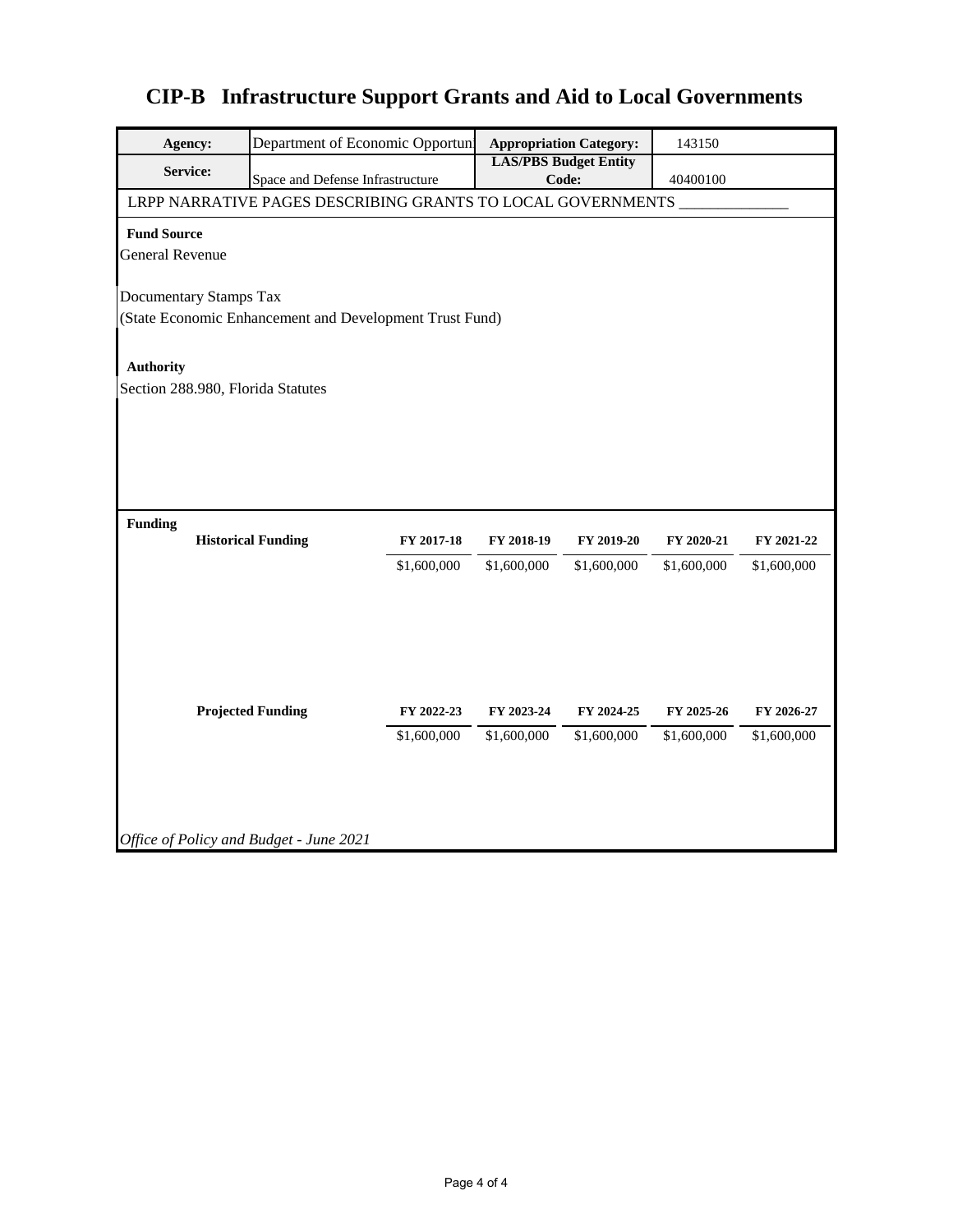# CIP-B Infrastructure Support Grants and Aid to Local Governments

| | | | |
|---|---|---|---|
| **Agency:** | Department of Economic Opportuni | **Appropriation Category:** | 143150 |
| **Service:** | Space and Defense Infrastructure | **LAS/PBS Budget Entity Code:** | 40400100 |

LRPP NARRATIVE PAGES DESCRIBING GRANTS TO LOCAL GOVERNMENTS _______________

**Fund Source**

General Revenue

Documentary Stamps Tax
(State Economic Enhancement and Development Trust Fund)

**Authority**

Section 288.980, Florida Statutes

**Funding**

| Historical Funding | FY 2017-18 | FY 2018-19 | FY 2019-20 | FY 2020-21 | FY 2021-22 |
|---|---|---|---|---|---|
| | $1,600,000 | $1,600,000 | $1,600,000 | $1,600,000 | $1,600,000 |

| Projected Funding | FY 2022-23 | FY 2023-24 | FY 2024-25 | FY 2025-26 | FY 2026-27 |
|---|---|---|---|---|---|
| | $1,600,000 | $1,600,000 | $1,600,000 | $1,600,000 | $1,600,000 |

*Office of Policy and Budget - June 2021*